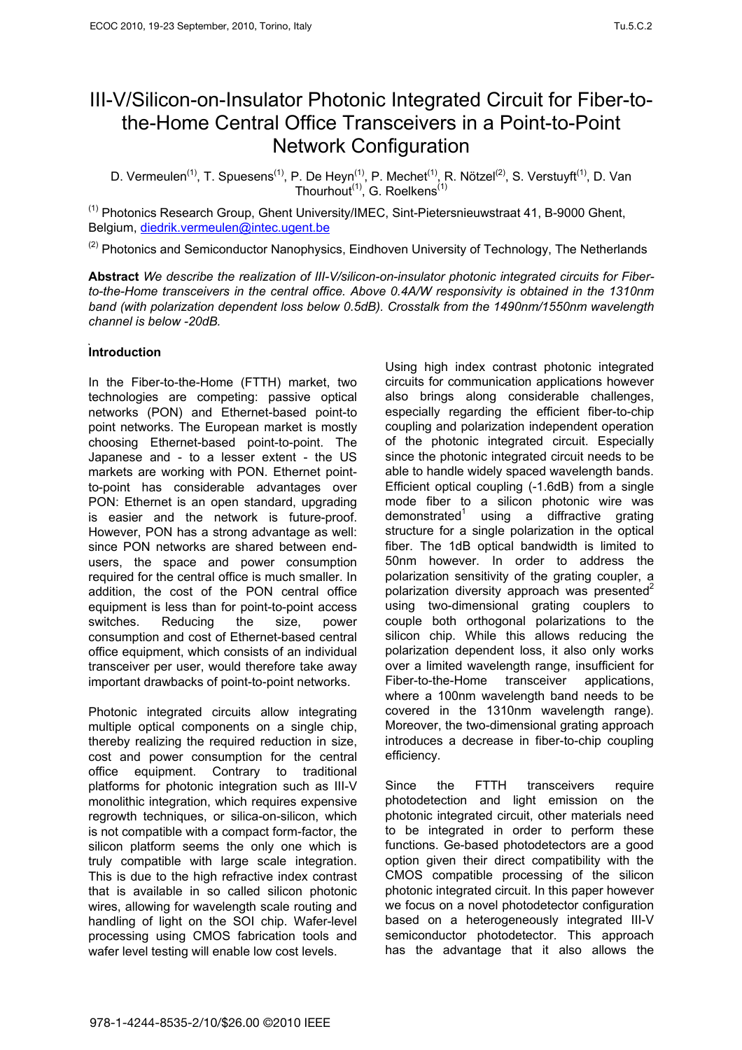# III-V/Silicon-on-Insulator Photonic Integrated Circuit for Fiber-to-the-Home Central Office Transceivers in a Point-to-Point Network Configuration

D. Vermeulen[(1)], T. Spuesens[(1)], P. De Heyn[(1)], P. Mechet[(1)], R. Nötzel[(2)], S. Verstuyft[(1)], D. Van Thourhout[(1)], G. Roelkens[(1)]

[(1)] Photonics Research Group, Ghent University/IMEC, Sint-Pietersnieuwstraat 41, B-9000 Ghent, Belgium, diedrik.vermeulen@intec.ugent.be

[(2)] Photonics and Semiconductor Nanophysics, Eindhoven University of Technology, The Netherlands

**Abstract** *We describe the realization of III-V/silicon-on-insulator photonic integrated circuits for Fiber-to-the-Home transceivers in the central office. Above 0.4A/W responsivity is obtained in the 1310nm band (with polarization dependent loss below 0.5dB). Crosstalk from the 1490nm/1550nm wavelength channel is below -20dB.*

## Introduction

In the Fiber-to-the-Home (FTTH) market, two technologies are competing: passive optical networks (PON) and Ethernet-based point-to point networks. The European market is mostly choosing Ethernet-based point-to-point. The Japanese and - to a lesser extent - the US markets are working with PON. Ethernet point-to-point has considerable advantages over PON: Ethernet is an open standard, upgrading is easier and the network is future-proof. However, PON has a strong advantage as well: since PON networks are shared between end-users, the space and power consumption required for the central office is much smaller. In addition, the cost of the PON central office equipment is less than for point-to-point access switches. Reducing the size, power consumption and cost of Ethernet-based central office equipment, which consists of an individual transceiver per user, would therefore take away important drawbacks of point-to-point networks.

Photonic integrated circuits allow integrating multiple optical components on a single chip, thereby realizing the required reduction in size, cost and power consumption for the central office equipment. Contrary to traditional platforms for photonic integration such as III-V monolithic integration, which requires expensive regrowth techniques, or silica-on-silicon, which is not compatible with a compact form-factor, the silicon platform seems the only one which is truly compatible with large scale integration. This is due to the high refractive index contrast that is available in so called silicon photonic wires, allowing for wavelength scale routing and handling of light on the SOI chip. Wafer-level processing using CMOS fabrication tools and wafer level testing will enable low cost levels.

Using high index contrast photonic integrated circuits for communication applications however also brings along considerable challenges, especially regarding the efficient fiber-to-chip coupling and polarization independent operation of the photonic integrated circuit. Especially since the photonic integrated circuit needs to be able to handle widely spaced wavelength bands. Efficient optical coupling (-1.6dB) from a single mode fiber to a silicon photonic wire was demonstrated[1] using a diffractive grating structure for a single polarization in the optical fiber. The 1dB optical bandwidth is limited to 50nm however. In order to address the polarization sensitivity of the grating coupler, a polarization diversity approach was presented[2] using two-dimensional grating couplers to couple both orthogonal polarizations to the silicon chip. While this allows reducing the polarization dependent loss, it also only works over a limited wavelength range, insufficient for Fiber-to-the-Home transceiver applications, where a 100nm wavelength band needs to be covered in the 1310nm wavelength range). Moreover, the two-dimensional grating approach introduces a decrease in fiber-to-chip coupling efficiency.

Since the FTTH transceivers require photodetection and light emission on the photonic integrated circuit, other materials need to be integrated in order to perform these functions. Ge-based photodetectors are a good option given their direct compatibility with the CMOS compatible processing of the silicon photonic integrated circuit. In this paper however we focus on a novel photodetector configuration based on a heterogeneously integrated III-V semiconductor photodetector. This approach has the advantage that it also allows the

978-1-4244-8535-2/10/$26.00 ©2010 IEEE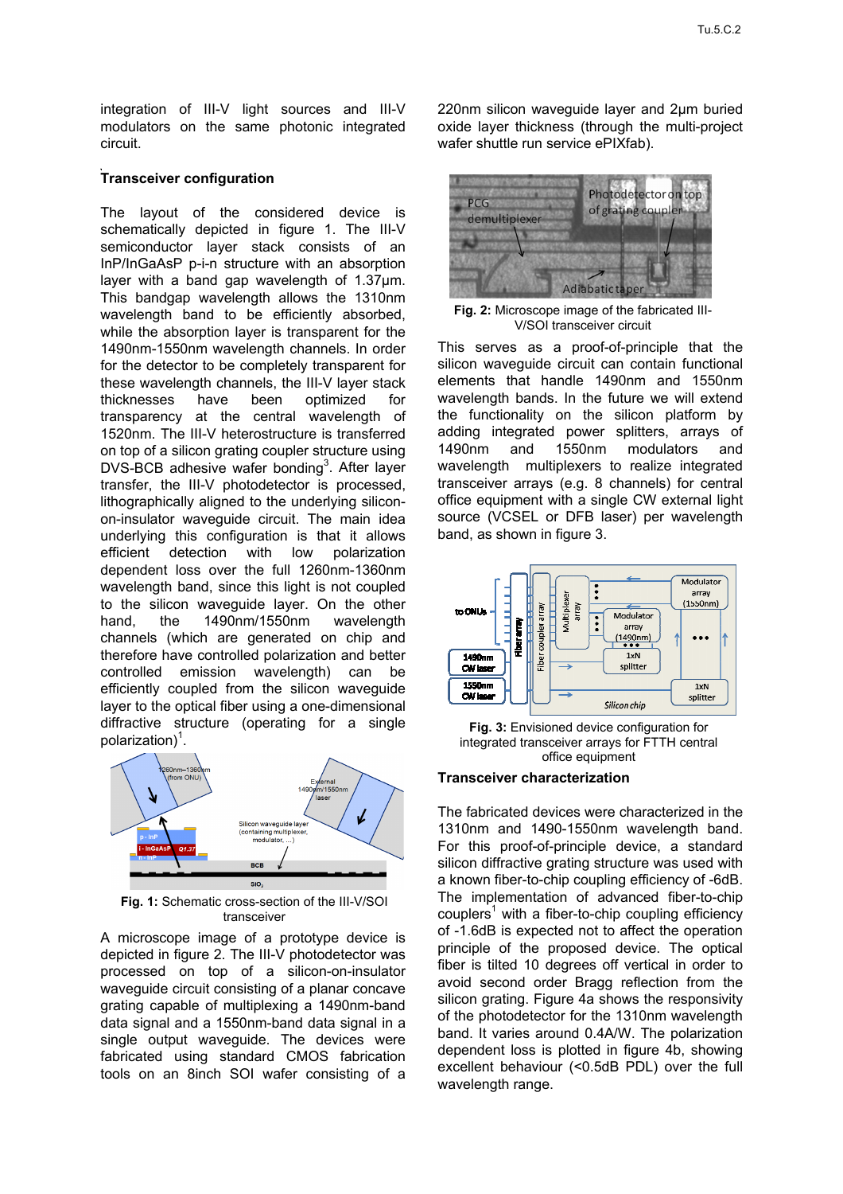integration of III-V light sources and III-V modulators on the same photonic integrated circuit.

## Transceiver configuration

The layout of the considered device is schematically depicted in figure 1. The III-V semiconductor layer stack consists of an InP/InGaAsP p-i-n structure with an absorption layer with a band gap wavelength of 1.37µm. This bandgap wavelength allows the 1310nm wavelength band to be efficiently absorbed, while the absorption layer is transparent for the 1490nm-1550nm wavelength channels. In order for the detector to be completely transparent for these wavelength channels, the III-V layer stack thicknesses have been optimized for transparency at the central wavelength of 1520nm. The III-V heterostructure is transferred on top of a silicon grating coupler structure using DVS-BCB adhesive wafer bonding[3]. After layer transfer, the III-V photodetector is processed, lithographically aligned to the underlying silicon-on-insulator waveguide circuit. The main idea underlying this configuration is that it allows efficient detection with low polarization dependent loss over the full 1260nm-1360nm wavelength band, since this light is not coupled to the silicon waveguide layer. On the other hand, the 1490nm/1550nm wavelength channels (which are generated on chip and therefore have controlled polarization and better controlled emission wavelength) can be efficiently coupled from the silicon waveguide layer to the optical fiber using a one-dimensional diffractive structure (operating for a single polarization)[1].

Fig. 1: Schematic cross-section of the III-V/SOI transceiver

A microscope image of a prototype device is depicted in figure 2. The III-V photodetector was processed on top of a silicon-on-insulator waveguide circuit consisting of a planar concave grating capable of multiplexing a 1490nm-band data signal and a 1550nm-band data signal in a single output waveguide. The devices were fabricated using standard CMOS fabrication tools on an 8inch SOI wafer consisting of a 220nm silicon waveguide layer and 2µm buried oxide layer thickness (through the multi-project wafer shuttle run service ePIXfab).

Fig. 2: Microscope image of the fabricated III-V/SOI transceiver circuit

This serves as a proof-of-principle that the silicon waveguide circuit can contain functional elements that handle 1490nm and 1550nm wavelength bands. In the future we will extend the functionality on the silicon platform by adding integrated power splitters, arrays of 1490nm and 1550nm modulators and wavelength multiplexers to realize integrated transceiver arrays (e.g. 8 channels) for central office equipment with a single CW external light source (VCSEL or DFB laser) per wavelength band, as shown in figure 3.

Fig. 3: Envisioned device configuration for integrated transceiver arrays for FTTH central office equipment

## Transceiver characterization

The fabricated devices were characterized in the 1310nm and 1490-1550nm wavelength band. For this proof-of-principle device, a standard silicon diffractive grating structure was used with a known fiber-to-chip coupling efficiency of -6dB. The implementation of advanced fiber-to-chip couplers[1] with a fiber-to-chip coupling efficiency of -1.6dB is expected not to affect the operation principle of the proposed device. The optical fiber is tilted 10 degrees off vertical in order to avoid second order Bragg reflection from the silicon grating. Figure 4a shows the responsivity of the photodetector for the 1310nm wavelength band. It varies around 0.4A/W. The polarization dependent loss is plotted in figure 4b, showing excellent behaviour (<0.5dB PDL) over the full wavelength range.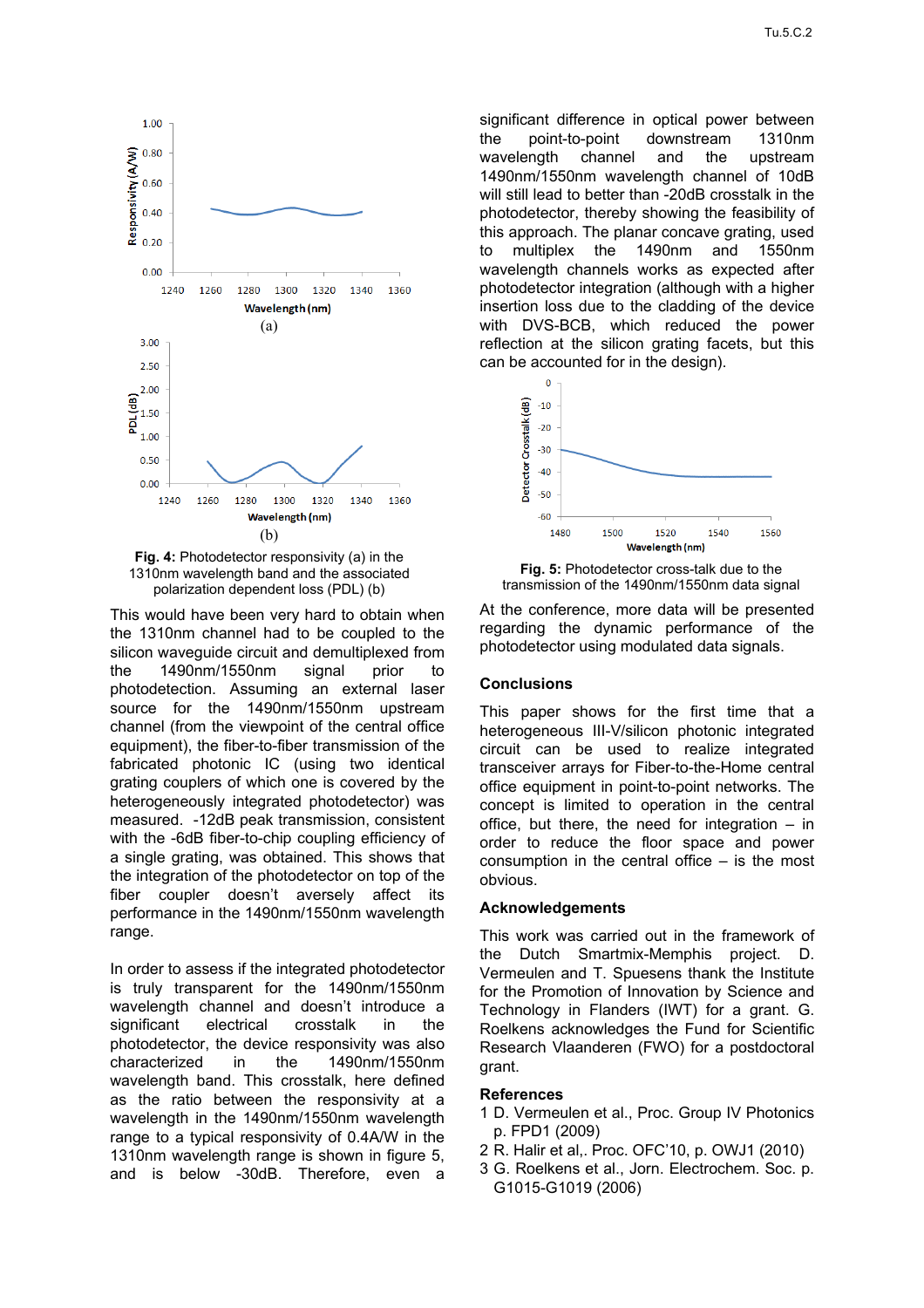**Fig. 4:** Photodetector responsivity (a) in the 1310nm wavelength band and the associated polarization dependent loss (PDL) (b)

This would have been very hard to obtain when the 1310nm channel had to be coupled to the silicon waveguide circuit and demultiplexed from the 1490nm/1550nm signal prior to photodetection. Assuming an external laser source for the 1490nm/1550nm upstream channel (from the viewpoint of the central office equipment), the fiber-to-fiber transmission of the fabricated photonic IC (using two identical grating couplers of which one is covered by the heterogeneously integrated photodetector) was measured. -12dB peak transmission, consistent with the -6dB fiber-to-chip coupling efficiency of a single grating, was obtained. This shows that the integration of the photodetector on top of the fiber coupler doesn't aversely affect its performance in the 1490nm/1550nm wavelength range.

In order to assess if the integrated photodetector is truly transparent for the 1490nm/1550nm wavelength channel and doesn't introduce a significant electrical crosstalk in the photodetector, the device responsivity was also characterized in the 1490nm/1550nm wavelength band. This crosstalk, here defined as the ratio between the responsivity at a wavelength in the 1490nm/1550nm wavelength range to a typical responsivity of 0.4A/W in the 1310nm wavelength range is shown in figure 5, and is below -30dB. Therefore, even a significant difference in optical power between the point-to-point downstream 1310nm wavelength channel and the upstream 1490nm/1550nm wavelength channel of 10dB will still lead to better than -20dB crosstalk in the photodetector, thereby showing the feasibility of this approach. The planar concave grating, used to multiplex the 1490nm and 1550nm wavelength channels works as expected after photodetector integration (although with a higher insertion loss due to the cladding of the device with DVS-BCB, which reduced the power reflection at the silicon grating facets, but this can be accounted for in the design).

**Fig. 5:** Photodetector cross-talk due to the transmission of the 1490nm/1550nm data signal

At the conference, more data will be presented regarding the dynamic performance of the photodetector using modulated data signals.

## Conclusions

This paper shows for the first time that a heterogeneous III-V/silicon photonic integrated circuit can be used to realize integrated transceiver arrays for Fiber-to-the-Home central office equipment in point-to-point networks. The concept is limited to operation in the central office, but there, the need for integration – in order to reduce the floor space and power consumption in the central office – is the most obvious.

## Acknowledgements

This work was carried out in the framework of the Dutch Smartmix-Memphis project. D. Vermeulen and T. Spuesens thank the Institute for the Promotion of Innovation by Science and Technology in Flanders (IWT) for a grant. G. Roelkens acknowledges the Fund for Scientific Research Vlaanderen (FWO) for a postdoctoral grant.

## References

1 D. Vermeulen et al., Proc. Group IV Photonics p. FPD1 (2009)
2 R. Halir et al,. Proc. OFC'10, p. OWJ1 (2010)
3 G. Roelkens et al., Jorn. Electrochem. Soc. p. G1015-G1019 (2006)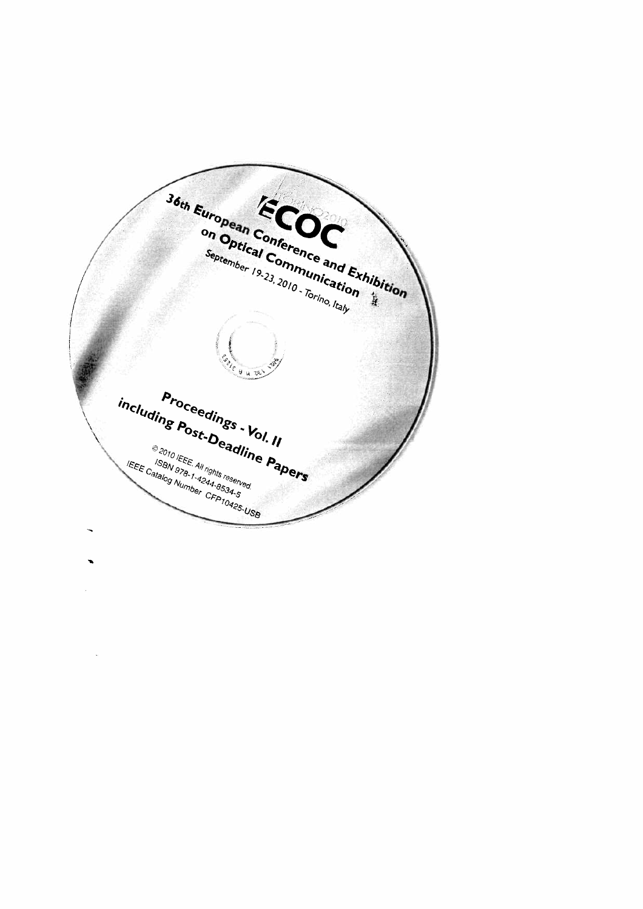ECOC

36th European Conference and Exhibition on Optical Communication

September 19-23, 2010 - Torino, Italy

Proceedings - Vol. II

including Post-Deadline Papers

© 2010 IEEE. All rights reserved.

ISBN 978-1-4244-8534-5

IEEE Catalog Number CFP10425-USB